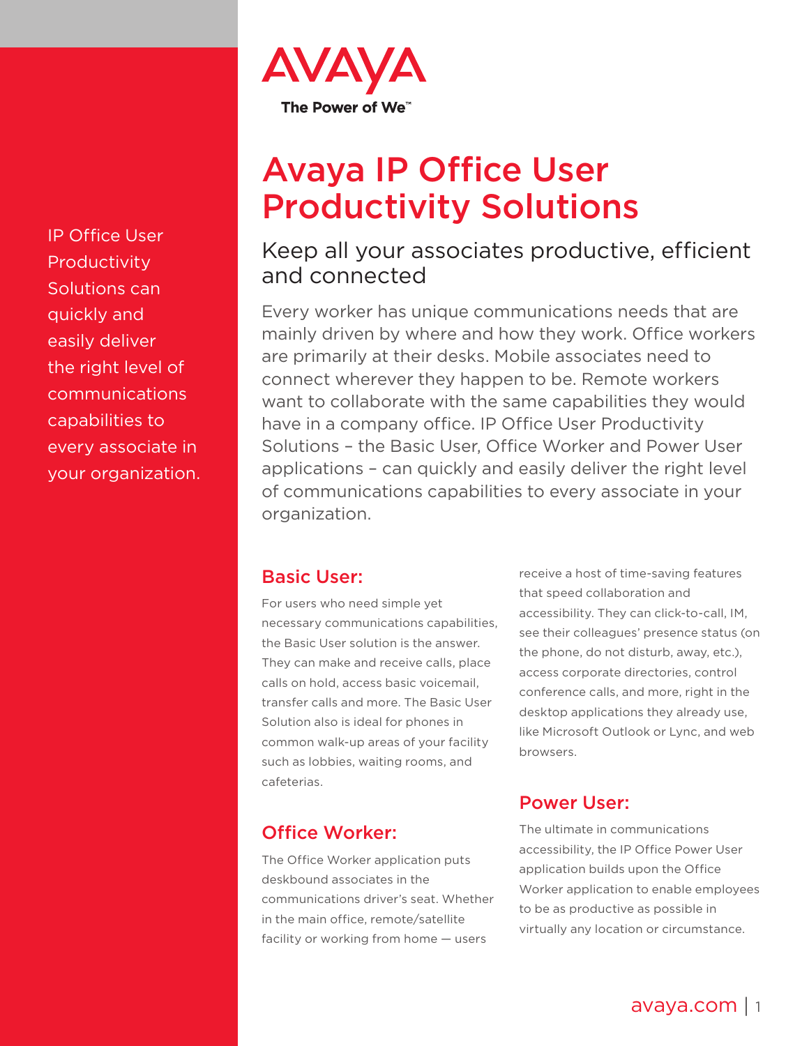AVAYA

The Power of We™

# Avaya IP Office User Productivity Solutions

IP Office User Productivity Solutions can quickly and easily deliver the right level of communications capabilities to every associate in your organization.

## Keep all your associates productive, efficient and connected

Every worker has unique communications needs that are mainly driven by where and how they work. Office workers are primarily at their desks. Mobile associates need to connect wherever they happen to be. Remote workers want to collaborate with the same capabilities they would have in a company office. IP Office User Productivity Solutions – the Basic User, Office Worker and Power User applications – can quickly and easily deliver the right level of communications capabilities to every associate in your organization.

### Basic User:

For users who need simple yet necessary communications capabilities, the Basic User solution is the answer. They can make and receive calls, place calls on hold, access basic voicemail, transfer calls and more. The Basic User Solution also is ideal for phones in common walk-up areas of your facility such as lobbies, waiting rooms, and cafeterias.

### Office Worker:

The Office Worker application puts deskbound associates in the communications driver's seat. Whether in the main office, remote/satellite facility or working from home — users receive a host of time-saving features that speed collaboration and accessibility. They can click-to-call, IM, see their colleagues' presence status (on the phone, do not disturb, away, etc.), access corporate directories, control conference calls, and more, right in the desktop applications they already use, like Microsoft Outlook or Lync, and web browsers.

### Power User:

The ultimate in communications accessibility, the IP Office Power User application builds upon the Office Worker application to enable employees to be as productive as possible in virtually any location or circumstance.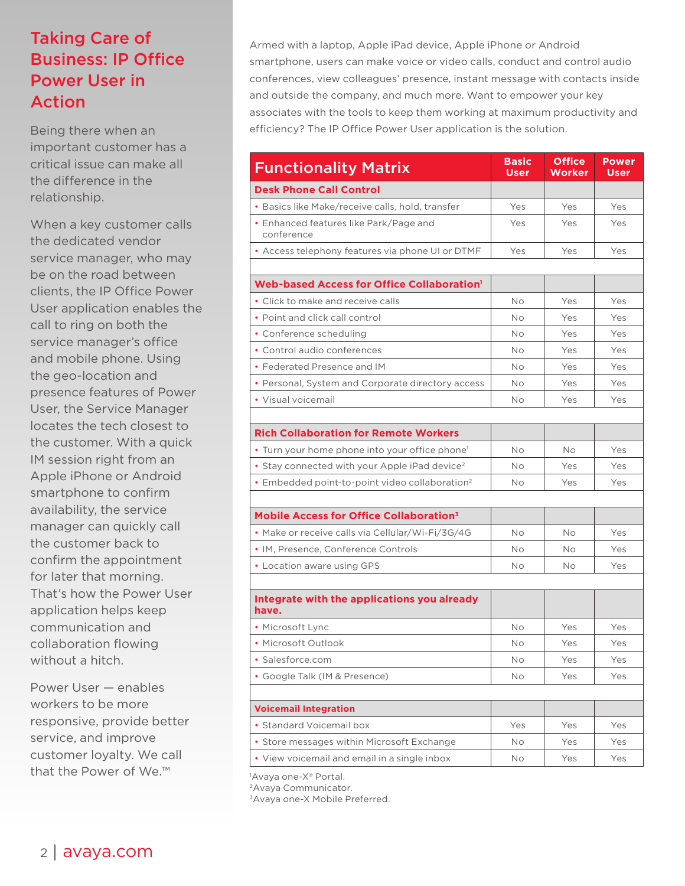## Taking Care of Business: IP Office Power User in Action

Being there when an important customer has a critical issue can make all the difference in the relationship.

When a key customer calls the dedicated vendor service manager, who may be on the road between clients, the IP Office Power User application enables the call to ring on both the service manager's office and mobile phone. Using the geo-location and presence features of Power User, the Service Manager locates the tech closest to the customer. With a quick IM session right from an Apple iPhone or Android smartphone to confirm availability, the service manager can quickly call the customer back to confirm the appointment for later that morning. That's how the Power User application helps keep communication and collaboration flowing without a hitch.

Power User — enables workers to be more responsive, provide better service, and improve customer loyalty. We call that the Power of We.™

Armed with a laptop, Apple iPad device, Apple iPhone or Android smartphone, users can make voice or video calls, conduct and control audio conferences, view colleagues' presence, instant message with contacts inside and outside the company, and much more. Want to empower your key associates with the tools to keep them working at maximum productivity and efficiency? The IP Office Power User application is the solution.

| Functionality Matrix | Basic User | Office Worker | Power User |
|---|---|---|---|
| **Desk Phone Call Control** | | | |
| • Basics like Make/receive calls, hold, transfer | Yes | Yes | Yes |
| • Enhanced features like Park/Page and conference | Yes | Yes | Yes |
| • Access telephony features via phone UI or DTMF | Yes | Yes | Yes |
| **Web-based Access for Office Collaboration[1]** | | | |
| • Click to make and receive calls | No | Yes | Yes |
| • Point and click call control | No | Yes | Yes |
| • Conference scheduling | No | Yes | Yes |
| • Control audio conferences | No | Yes | Yes |
| • Federated Presence and IM | No | Yes | Yes |
| • Personal, System and Corporate directory access | No | Yes | Yes |
| • Visual voicemail | No | Yes | Yes |
| **Rich Collaboration for Remote Workers** | | | |
| • Turn your home phone into your office phone[1] | No | No | Yes |
| • Stay connected with your Apple iPad device[2] | No | Yes | Yes |
| • Embedded point-to-point video collaboration[2] | No | Yes | Yes |
| **Mobile Access for Office Collaboration[3]** | | | |
| • Make or receive calls via Cellular/Wi-Fi/3G/4G | No | No | Yes |
| • IM, Presence, Conference Controls | No | No | Yes |
| • Location aware using GPS | No | No | Yes |
| **Integrate with the applications you already have.** | | | |
| • Microsoft Lync | No | Yes | Yes |
| • Microsoft Outlook | No | Yes | Yes |
| • Salesforce.com | No | Yes | Yes |
| • Google Talk (IM & Presence) | No | Yes | Yes |
| **Voicemail Integration** | | | |
| • Standard Voicemail box | Yes | Yes | Yes |
| • Store messages within Microsoft Exchange | No | Yes | Yes |
| • View voicemail and email in a single inbox | No | Yes | Yes |

[1]Avaya one-X® Portal.
[2]Avaya Communicator.
[3]Avaya one-X Mobile Preferred.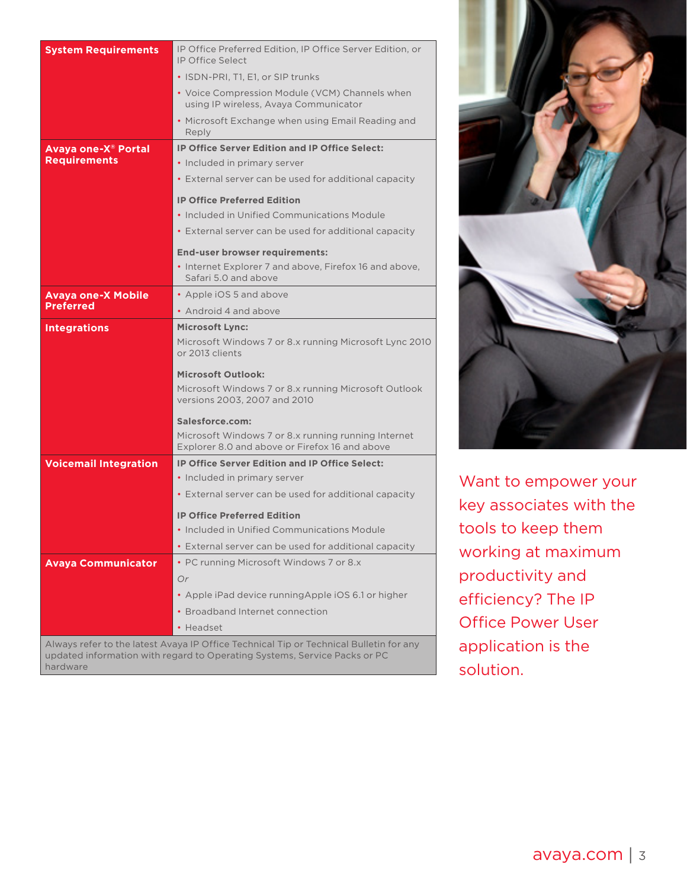| | |
|---|---|
| **System Requirements** | IP Office Preferred Edition, IP Office Server Edition, or IP Office Select<br>• ISDN-PRI, T1, E1, or SIP trunks<br>• Voice Compression Module (VCM) Channels when using IP wireless, Avaya Communicator<br>• Microsoft Exchange when using Email Reading and Reply |
| **Avaya one-X® Portal Requirements** | **IP Office Server Edition and IP Office Select:**<br>• Included in primary server<br>• External server can be used for additional capacity<br><br>**IP Office Preferred Edition**<br>• Included in Unified Communications Module<br>• External server can be used for additional capacity<br><br>**End-user browser requirements:**<br>• Internet Explorer 7 and above, Firefox 16 and above, Safari 5.0 and above |
| **Avaya one-X Mobile Preferred** | • Apple iOS 5 and above<br>• Android 4 and above |
| **Integrations** | **Microsoft Lync:**<br>Microsoft Windows 7 or 8.x running Microsoft Lync 2010 or 2013 clients<br><br>**Microsoft Outlook:**<br>Microsoft Windows 7 or 8.x running Microsoft Outlook versions 2003, 2007 and 2010<br><br>**Salesforce.com:**<br>Microsoft Windows 7 or 8.x running running Internet Explorer 8.0 and above or Firefox 16 and above |
| **Voicemail Integration** | **IP Office Server Edition and IP Office Select:**<br>• Included in primary server<br>• External server can be used for additional capacity<br><br>**IP Office Preferred Edition**<br>• Included in Unified Communications Module<br>• External server can be used for additional capacity |
| **Avaya Communicator** | • PC running Microsoft Windows 7 or 8.x<br>*Or*<br>• Apple iPad device runningApple iOS 6.1 or higher<br>• Broadband Internet connection<br>• Headset |
| Always refer to the latest Avaya IP Office Technical Tip or Technical Bulletin for any updated information with regard to Operating Systems, Service Packs or PC hardware | |

Want to empower your key associates with the tools to keep them working at maximum productivity and efficiency? The IP Office Power User application is the solution.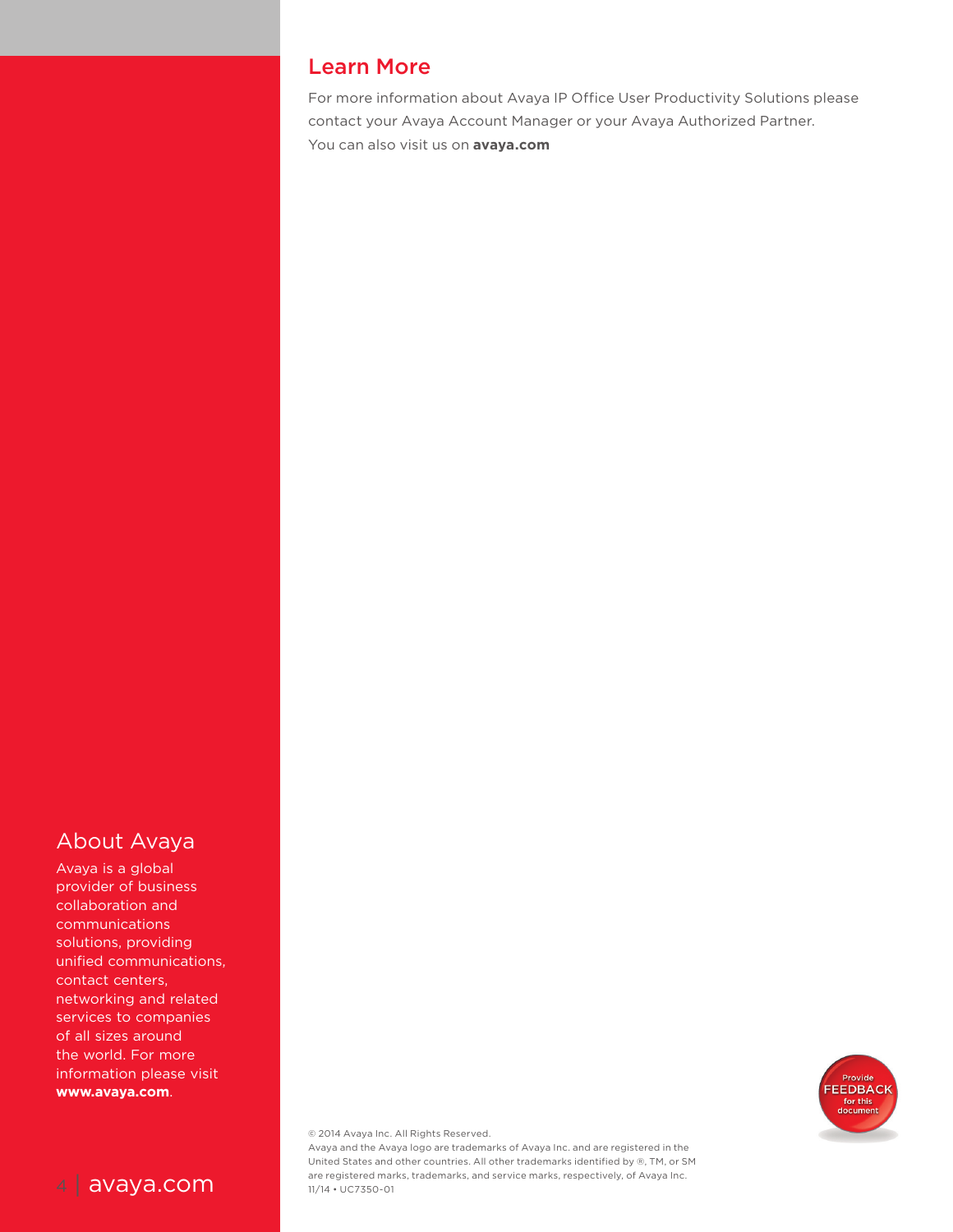## Learn More

For more information about Avaya IP Office User Productivity Solutions please contact your Avaya Account Manager or your Avaya Authorized Partner.
You can also visit us on **avaya.com**

## About Avaya

Avaya is a global provider of business collaboration and communications solutions, providing unified communications, contact centers, networking and related services to companies of all sizes around the world. For more information please visit **www.avaya.com**.

Provide FEEDBACK for this document

© 2014 Avaya Inc. All Rights Reserved.
Avaya and the Avaya logo are trademarks of Avaya Inc. and are registered in the United States and other countries. All other trademarks identified by ®, TM, or SM are registered marks, trademarks, and service marks, respectively, of Avaya Inc.
11/14 • UC7350-01